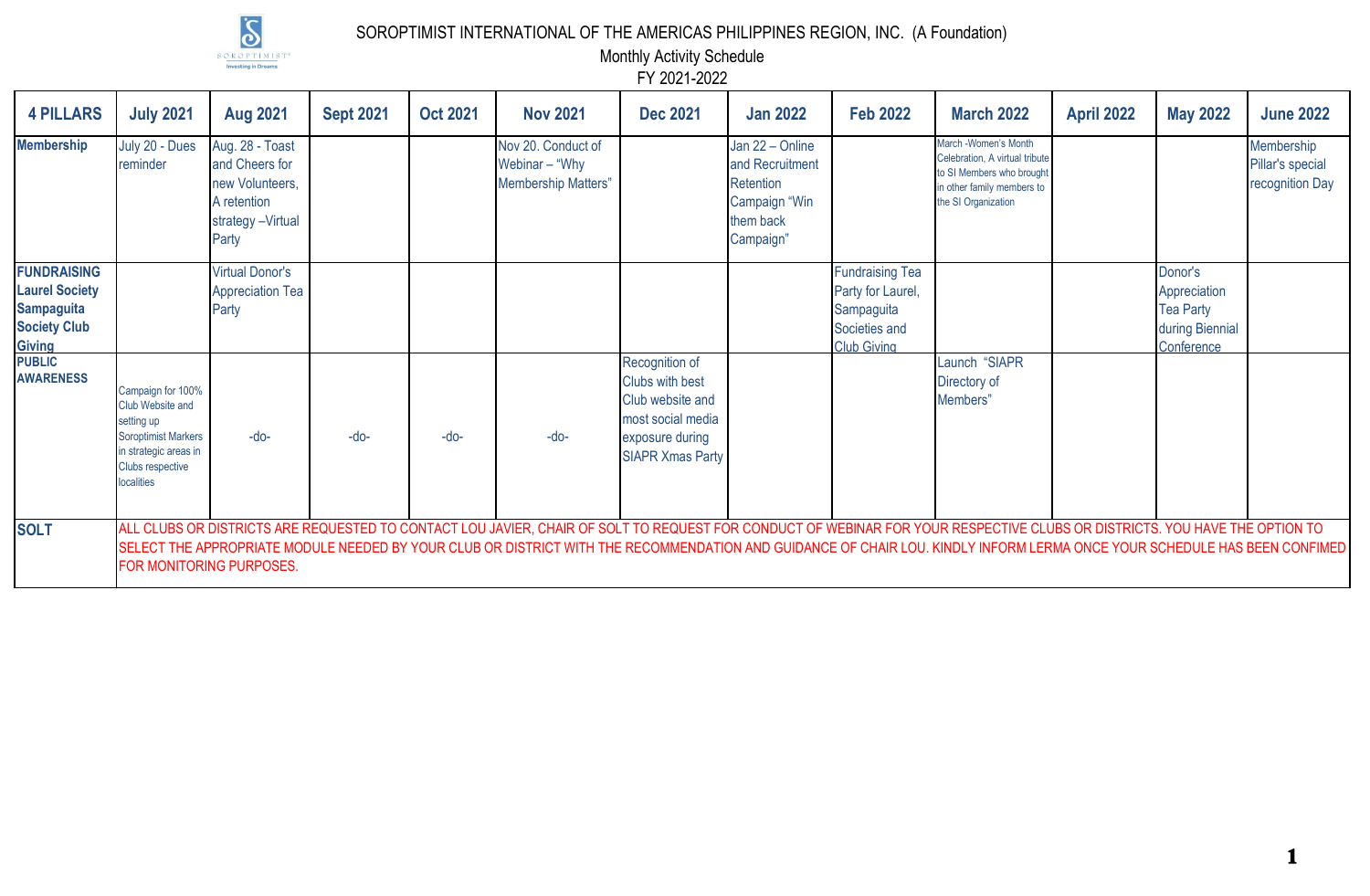# SOROPTIMIST INTERNATIONAL OF THE AMERICAS PHILIPPINES REGION, INC. (A Foundation)

Monthly Activity Schedule

FY 2021-2022

| 4 PILLARS | July 2021 | Aug 2021 | Sept 2021 | Oct 2021 | Nov 2021 | Dec 2021 | Jan 2022 | Feb 2022 | March 2022 | April 2022 | May 2022 | June 2022 |
|---|---|---|---|---|---|---|---|---|---|---|---|---|
| **Membership** | July 20 - Dues reminder | Aug. 28 - Toast and Cheers for new Volunteers, A retention strategy –Virtual Party | | | Nov 20. Conduct of Webinar – "Why Membership Matters" | | Jan 22 – Online and Recruitment Retention Campaign "Win them back Campaign" | | March -Women's Month Celebration, A virtual tribute to SI Members who brought in other family members to the SI Organization | | | Membership Pillar's special recognition Day |
| **FUNDRAISING Laurel Society Sampaguita Society Club Giving** | | Virtual Donor's Appreciation Tea Party | | | | | | Fundraising Tea Party for Laurel, Sampaguita Societies and Club Giving | | | Donor's Appreciation Tea Party during Biennial Conference | |
| **PUBLIC AWARENESS** | Campaign for 100% Club Website and setting up Soroptimist Markers in strategic areas in Clubs respective localities | -do- | -do- | -do- | -do- | Recognition of Clubs with best Club website and most social media exposure during SIAPR Xmas Party | | | Launch "SIAPR Directory of Members" | | | |
| **SOLT** | ALL CLUBS OR DISTRICTS ARE REQUESTED TO CONTACT LOU JAVIER, CHAIR OF SOLT TO REQUEST FOR CONDUCT OF WEBINAR FOR YOUR RESPECTIVE CLUBS OR DISTRICTS. YOU HAVE THE OPTION TO SELECT THE APPROPRIATE MODULE NEEDED BY YOUR CLUB OR DISTRICT WITH THE RECOMMENDATION AND GUIDANCE OF CHAIR LOU. KINDLY INFORM LERMA ONCE YOUR SCHEDULE HAS BEEN CONFIMED FOR MONITORING PURPOSES. | | | | | | | | | | | |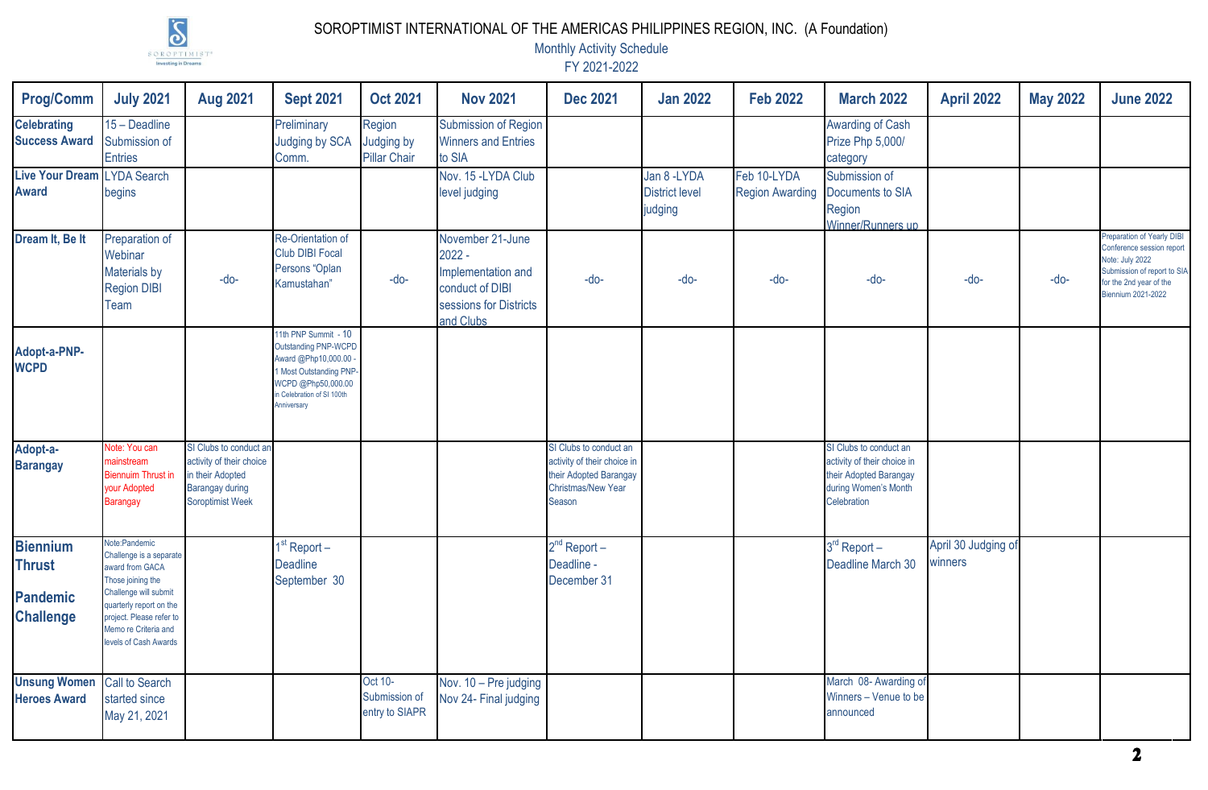# SOROPTIMIST INTERNATIONAL OF THE AMERICAS PHILIPPINES REGION, INC. (A Foundation)

Monthly Activity Schedule

FY 2021-2022

| Prog/Comm | July 2021 | Aug 2021 | Sept 2021 | Oct 2021 | Nov 2021 | Dec 2021 | Jan 2022 | Feb 2022 | March 2022 | April 2022 | May 2022 | June 2022 |
|---|---|---|---|---|---|---|---|---|---|---|---|---|
| **Celebrating Success Award** | 15 – Deadline Submission of Entries | | Preliminary Judging by SCA Comm. | Region Judging by Pillar Chair | Submission of Region Winners and Entries to SIA | | | | Awarding of Cash Prize Php 5,000/ category | | | |
| **Live Your Dream Award** | LYDA Search begins | | | | Nov. 15 -LYDA Club level judging | | Jan 8 -LYDA District level judging | Feb 10-LYDA Region Awarding | Submission of Documents to SIA Region Winner/Runners up | | | |
| **Dream It, Be It** | Preparation of Webinar Materials by Region DIBI Team | -do- | Re-Orientation of Club DIBI Focal Persons "Oplan Kamustahan" | -do- | November 21-June 2022 - Implementation and conduct of DIBI sessions for Districts and Clubs | -do- | -do- | -do- | -do- | -do- | -do- | Preparation of Yearly DIBI Conference session report Note: July 2022 Submission of report to SIA for the 2nd year of the Biennium 2021-2022 |
| **Adopt-a-PNP-WCPD** | | | 11th PNP Summit - 10 Outstanding PNP-WCPD Award @Php10,000.00 - 1 Most Outstanding PNP-WCPD @Php50,000.00 in Celebration of SI 100th Anniversary | | | | | | | | | |
| **Adopt-a-Barangay** | Note: You can mainstream Biennuim Thrust in your Adopted Barangay | SI Clubs to conduct an activity of their choice in their Adopted Barangay during Soroptimist Week | | | | SI Clubs to conduct an activity of their choice in their Adopted Barangay during Christmas/New Year Season | | | SI Clubs to conduct an activity of their choice in their Adopted Barangay during Women's Month Celebration | | | |
| **Biennium Thrust Pandemic Challenge** | Note:Pandemic Challenge is a separate award from GACA Those joining the Challenge will submit quarterly report on the project. Please refer to Memo re Criteria and levels of Cash Awards | | 1st Report – Deadline September 30 | | | 2nd Report – Deadline - December 31 | | | 3rd Report – Deadline March 30 | April 30 Judging of winners | | |
| **Unsung Women Heroes Award** | Call to Search started since May 21, 2021 | | | Oct 10- Submission of entry to SIAPR | Nov. 10 – Pre judging Nov 24- Final judging | | | | March 08- Awarding of Winners – Venue to be announced | | | |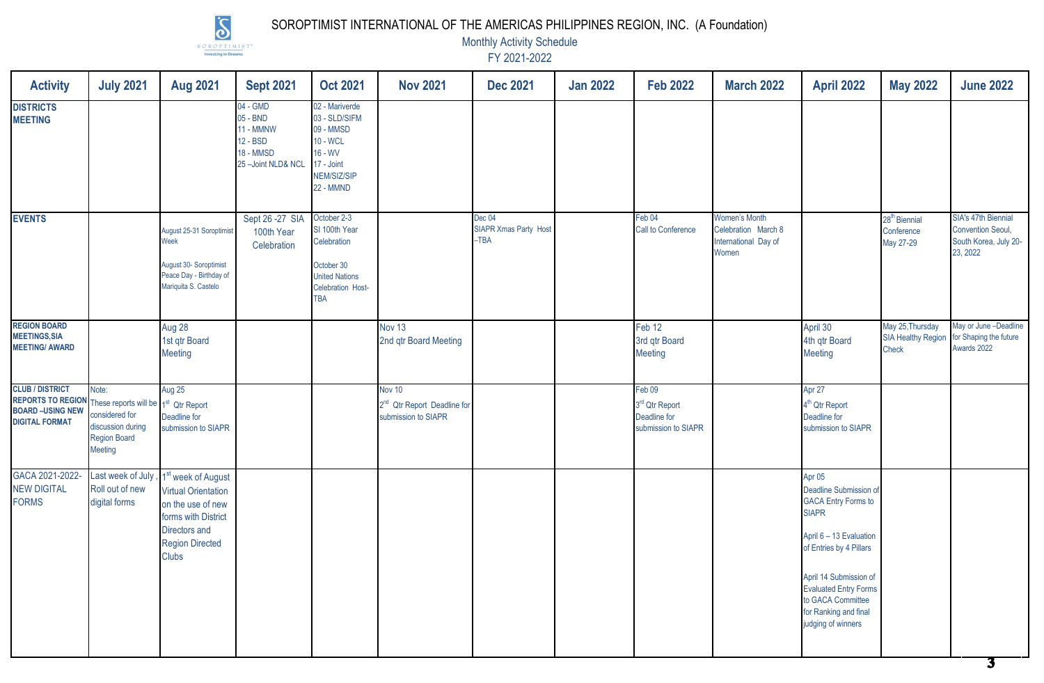# SOROPTIMIST INTERNATIONAL OF THE AMERICAS PHILIPPINES REGION, INC. (A Foundation)

Monthly Activity Schedule

FY 2021-2022

| Activity | July 2021 | Aug 2021 | Sept 2021 | Oct 2021 | Nov 2021 | Dec 2021 | Jan 2022 | Feb 2022 | March 2022 | April 2022 | May 2022 | June 2022 |
|---|---|---|---|---|---|---|---|---|---|---|---|---|
| **DISTRICTS MEETING** | | | 04 - GMD<br>05 - BND<br>11 - MMNW<br>12 - BSD<br>18 - MMSD<br>25 –Joint NLD& NCL | 02 - Mariverde<br>03 - SLD/SIFM<br>09 - MMSD<br>10 - WCL<br>16 - WV<br>17 - Joint NEM/SIZ/SIP<br>22 - MMND | | | | | | | | |
| **EVENTS** | | August 25-31 Soroptimist Week<br><br>August 30- Soroptimist Peace Day - Birthday of Mariquita S. Castelo | Sept 26 -27 SIA 100th Year Celebration | October 2-3 SI 100th Year Celebration<br><br>October 30 United Nations Celebration Host- TBA | | Dec 04 SIAPR Xmas Party Host –TBA | | Feb 04 Call to Conference | Women's Month Celebration March 8 International Day of Women | | 28th Biennial Conference May 27-29 | SIA's 47th Biennial Convention Seoul, South Korea, July 20-23, 2022 |
| **REGION BOARD MEETINGS,SIA MEETING/ AWARD** | | Aug 28<br>1st qtr Board Meeting | | | Nov 13<br>2nd qtr Board Meeting | | | Feb 12<br>3rd qtr Board Meeting | | April 30<br>4th qtr Board Meeting | May 25,Thursday SIA Healthy Region Check | May or June –Deadline for Shaping the future Awards 2022 |
| **CLUB / DISTRICT REPORTS TO REGION BOARD –USING NEW DIGITAL FORMAT** | Note: These reports will be considered for discussion during Region Board Meeting | Aug 25<br>1st Qtr Report Deadline for submission to SIAPR | | | Nov 10<br>2nd Qtr Report Deadline for submission to SIAPR | | | Feb 09<br>3rd Qtr Report Deadline for submission to SIAPR | | Apr 27<br>4th Qtr Report Deadline for submission to SIAPR | | |
| GACA 2021-2022- NEW DIGITAL FORMS | Last week of July , Roll out of new digital forms | 1st week of August Virtual Orientation on the use of new forms with District Directors and Region Directed Clubs | | | | | | | | Apr 05<br>Deadline Submission of GACA Entry Forms to SIAPR<br><br>April 6 – 13 Evaluation of Entries by 4 Pillars<br><br>April 14 Submission of Evaluated Entry Forms to GACA Committee for Ranking and final judging of winners | | |